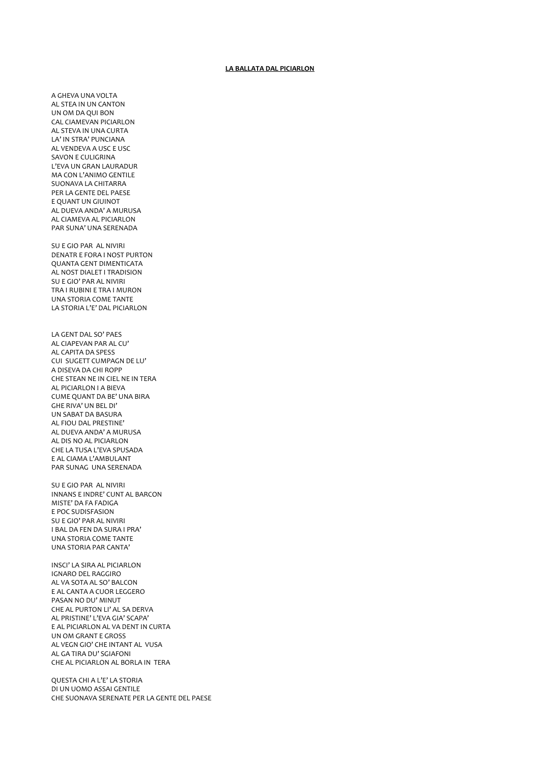**LA BALLATA DAL PICIARLON**

A GHEVA UNA VOLTA
AL STEA IN UN CANTON
UN OM DA QUI BON
CAL CIAMEVAN PICIARLON
AL STEVA IN UNA CURTA
LA' IN STRA' PUNCIANA
AL VENDEVA A USC E USC
SAVON E CULIGRINA
L'EVA UN GRAN LAURADUR
MA CON L'ANIMO GENTILE
SUONAVA LA CHITARRA
PER LA GENTE DEL PAESE
E QUANT UN GIUINOT
AL DUEVA ANDA' A MURUSA
AL CIAMEVA AL PICIARLON
PAR SUNA' UNA SERENADA

SU E GIO PAR AL NIVIRI
DENATR E FORA I NOST PURTON
QUANTA GENT DIMENTICATA
AL NOST DIALET I TRADISION
SU E GIO' PAR AL NIVIRI
TRA I RUBINI E TRA I MURON
UNA STORIA COME TANTE
LA STORIA L'E' DAL PICIARLON

LA GENT DAL SO' PAES
AL CIAPEVAN PAR AL CU'
AL CAPITA DA SPESS
CUI SUGETT CUMPAGN DE LU'
A DISEVA DA CHI ROPP
CHE STEAN NE IN CIEL NE IN TERA
AL PICIARLON I A BIEVA
CUME QUANT DA BE' UNA BIRA
GHE RIVA' UN BEL DI'
UN SABAT DA BASURA
AL FIOU DAL PRESTINE'
AL DUEVA ANDA' A MURUSA
AL DIS NO AL PICIARLON
CHE LA TUSA L'EVA SPUSADA
E AL CIAMA L'AMBULANT
PAR SUNAG UNA SERENADA

SU E GIO PAR AL NIVIRI
INNANS E INDRE' CUNT AL BARCON
MISTE' DA FA FADIGA
E POC SUDISFASION
SU E GIO' PAR AL NIVIRI
I BAL DA FEN DA SURA I PRA'
UNA STORIA COME TANTE
UNA STORIA PAR CANTA'

INSCI' LA SIRA AL PICIARLON
IGNARO DEL RAGGIRO
AL VA SOTA AL SO' BALCON
E AL CANTA A CUOR LEGGERO
PASAN NO DU' MINUT
CHE AL PURTON LI' AL SA DERVA
AL PRISTINE' L'EVA GIA' SCAPA'
E AL PICIARLON AL VA DENT IN CURTA
UN OM GRANT E GROSS
AL VEGN GIO' CHE INTANT AL VUSA
AL GA TIRA DU' SGIAFONI
CHE AL PICIARLON AL BORLA IN TERA

QUESTA CHI A L'E' LA STORIA
DI UN UOMO ASSAI GENTILE
CHE SUONAVA SERENATE PER LA GENTE DEL PAESE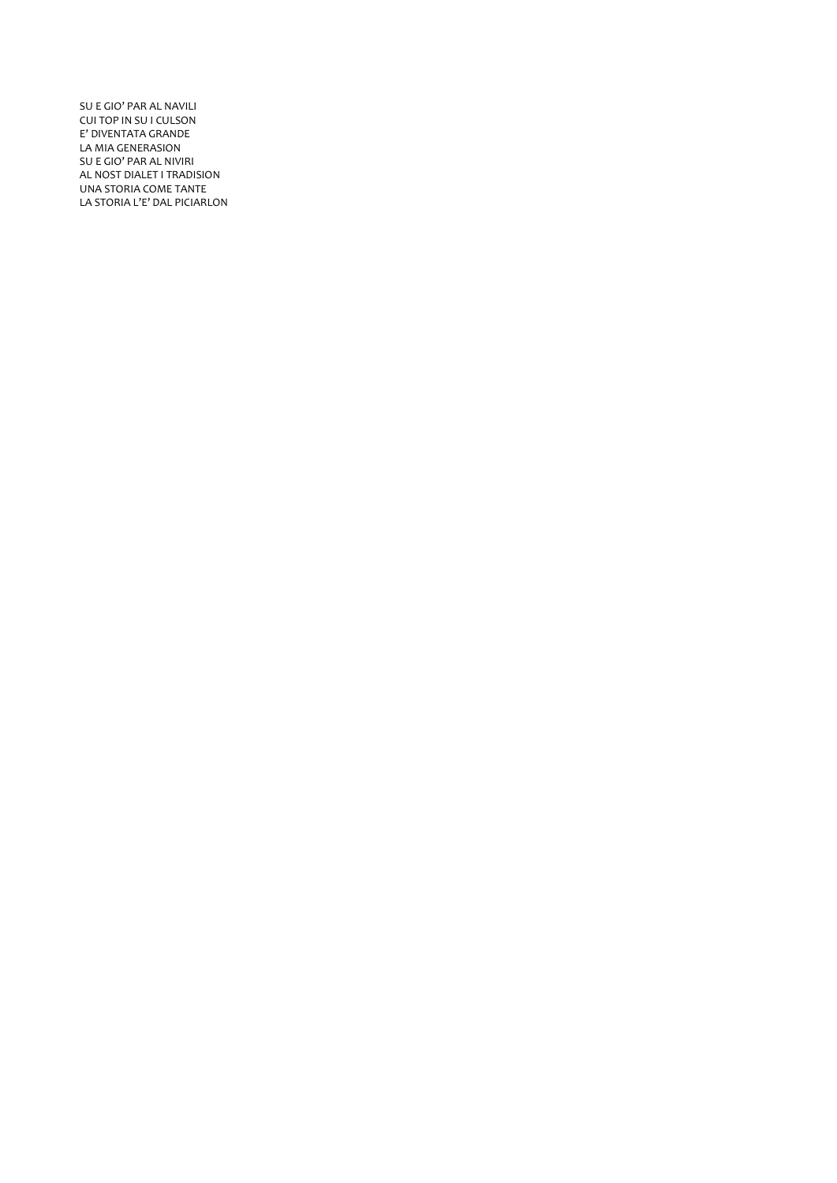SU E GIO' PAR AL NAVILI
CUI TOP IN SU I CULSON
E' DIVENTATA GRANDE
LA MIA GENERASION
SU E GIO' PAR AL NIVIRI
AL NOST DIALET I TRADISION
UNA STORIA COME TANTE
LA STORIA L'E' DAL PICIARLON